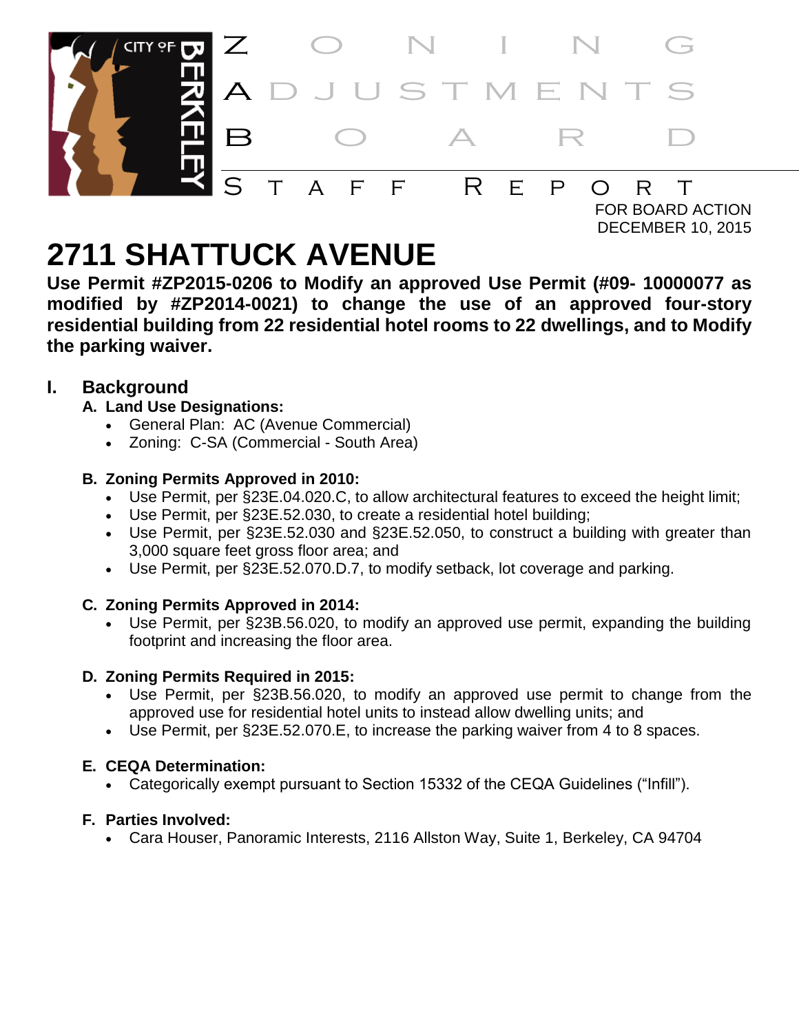# ZONING ADJUSTMENTS BOARD

## STAFF REPORT

FOR BOARD ACTION
DECEMBER 10, 2015

# 2711 SHATTUCK AVENUE

**Use Permit #ZP2015-0206 to Modify an approved Use Permit (#09- 10000077 as modified by #ZP2014-0021) to change the use of an approved four-story residential building from 22 residential hotel rooms to 22 dwellings, and to Modify the parking waiver.**

## I. Background

### A. Land Use Designations:

- General Plan: AC (Avenue Commercial)
- Zoning: C-SA (Commercial - South Area)

### B. Zoning Permits Approved in 2010:

- Use Permit, per §23E.04.020.C, to allow architectural features to exceed the height limit;
- Use Permit, per §23E.52.030, to create a residential hotel building;
- Use Permit, per §23E.52.030 and §23E.52.050, to construct a building with greater than 3,000 square feet gross floor area; and
- Use Permit, per §23E.52.070.D.7, to modify setback, lot coverage and parking.

### C. Zoning Permits Approved in 2014:

- Use Permit, per §23B.56.020, to modify an approved use permit, expanding the building footprint and increasing the floor area.

### D. Zoning Permits Required in 2015:

- Use Permit, per §23B.56.020, to modify an approved use permit to change from the approved use for residential hotel units to instead allow dwelling units; and
- Use Permit, per §23E.52.070.E, to increase the parking waiver from 4 to 8 spaces.

### E. CEQA Determination:

- Categorically exempt pursuant to Section 15332 of the CEQA Guidelines ("Infill").

### F. Parties Involved:

- Cara Houser, Panoramic Interests, 2116 Allston Way, Suite 1, Berkeley, CA 94704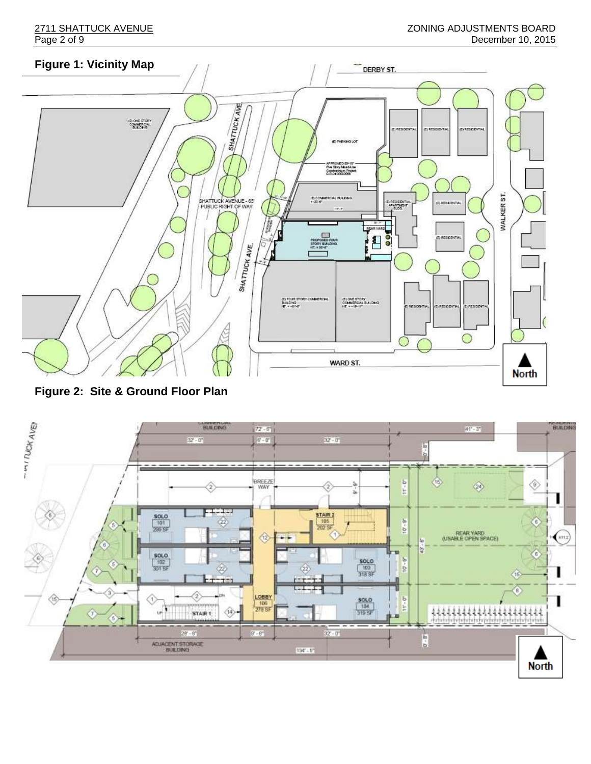**Figure 1: Vicinity Map**

**Figure 2: Site & Ground Floor Plan**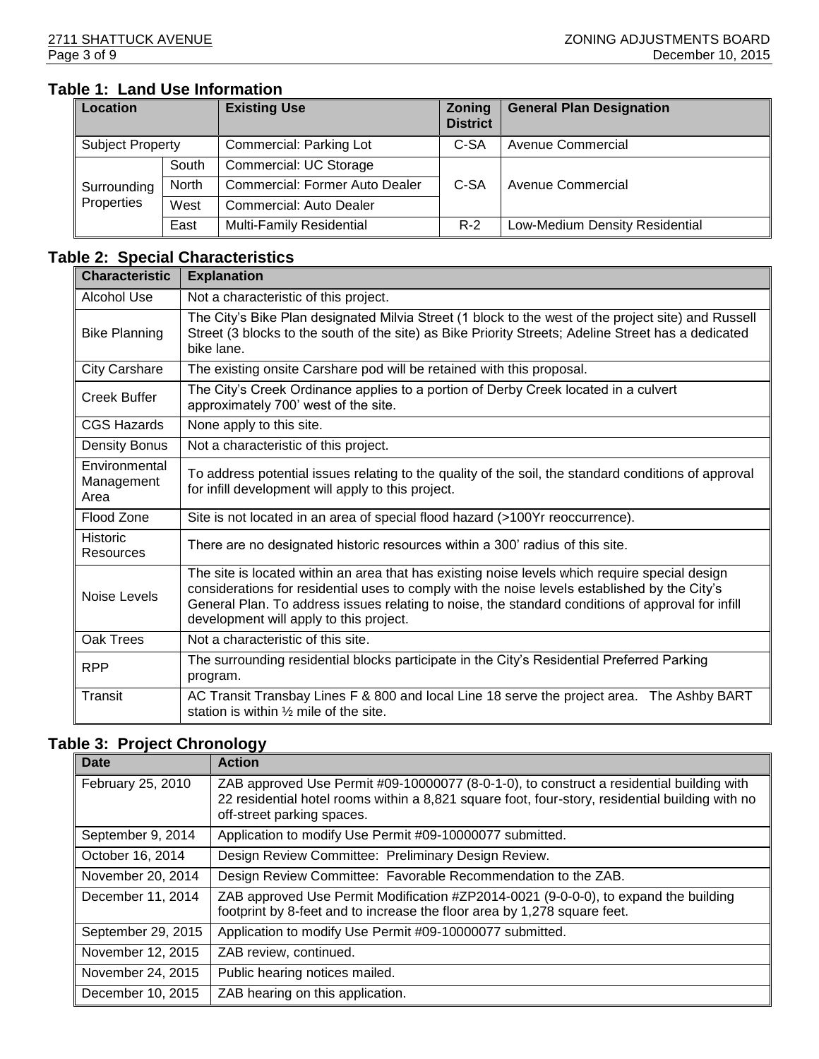## Table 1: Land Use Information

| Location | | Existing Use | Zoning District | General Plan Designation |
|---|---|---|---|---|
| Subject Property | | Commercial: Parking Lot | C-SA | Avenue Commercial |
| Surrounding Properties | South | Commercial: UC Storage | C-SA | Avenue Commercial |
| | North | Commercial: Former Auto Dealer | | |
| | West | Commercial: Auto Dealer | | |
| | East | Multi-Family Residential | R-2 | Low-Medium Density Residential |

## Table 2: Special Characteristics

| Characteristic | Explanation |
|---|---|
| Alcohol Use | Not a characteristic of this project. |
| Bike Planning | The City's Bike Plan designated Milvia Street (1 block to the west of the project site) and Russell Street (3 blocks to the south of the site) as Bike Priority Streets; Adeline Street has a dedicated bike lane. |
| City Carshare | The existing onsite Carshare pod will be retained with this proposal. |
| Creek Buffer | The City's Creek Ordinance applies to a portion of Derby Creek located in a culvert approximately 700' west of the site. |
| CGS Hazards | None apply to this site. |
| Density Bonus | Not a characteristic of this project. |
| Environmental Management Area | To address potential issues relating to the quality of the soil, the standard conditions of approval for infill development will apply to this project. |
| Flood Zone | Site is not located in an area of special flood hazard (>100Yr reoccurrence). |
| Historic Resources | There are no designated historic resources within a 300' radius of this site. |
| Noise Levels | The site is located within an area that has existing noise levels which require special design considerations for residential uses to comply with the noise levels established by the City's General Plan. To address issues relating to noise, the standard conditions of approval for infill development will apply to this project. |
| Oak Trees | Not a characteristic of this site. |
| RPP | The surrounding residential blocks participate in the City's Residential Preferred Parking program. |
| Transit | AC Transit Transbay Lines F & 800 and local Line 18 serve the project area. The Ashby BART station is within ½ mile of the site. |

## Table 3: Project Chronology

| Date | Action |
|---|---|
| February 25, 2010 | ZAB approved Use Permit #09-10000077 (8-0-1-0), to construct a residential building with 22 residential hotel rooms within a 8,821 square foot, four-story, residential building with no off-street parking spaces. |
| September 9, 2014 | Application to modify Use Permit #09-10000077 submitted. |
| October 16, 2014 | Design Review Committee: Preliminary Design Review. |
| November 20, 2014 | Design Review Committee: Favorable Recommendation to the ZAB. |
| December 11, 2014 | ZAB approved Use Permit Modification #ZP2014-0021 (9-0-0-0), to expand the building footprint by 8-feet and to increase the floor area by 1,278 square feet. |
| September 29, 2015 | Application to modify Use Permit #09-10000077 submitted. |
| November 12, 2015 | ZAB review, continued. |
| November 24, 2015 | Public hearing notices mailed. |
| December 10, 2015 | ZAB hearing on this application. |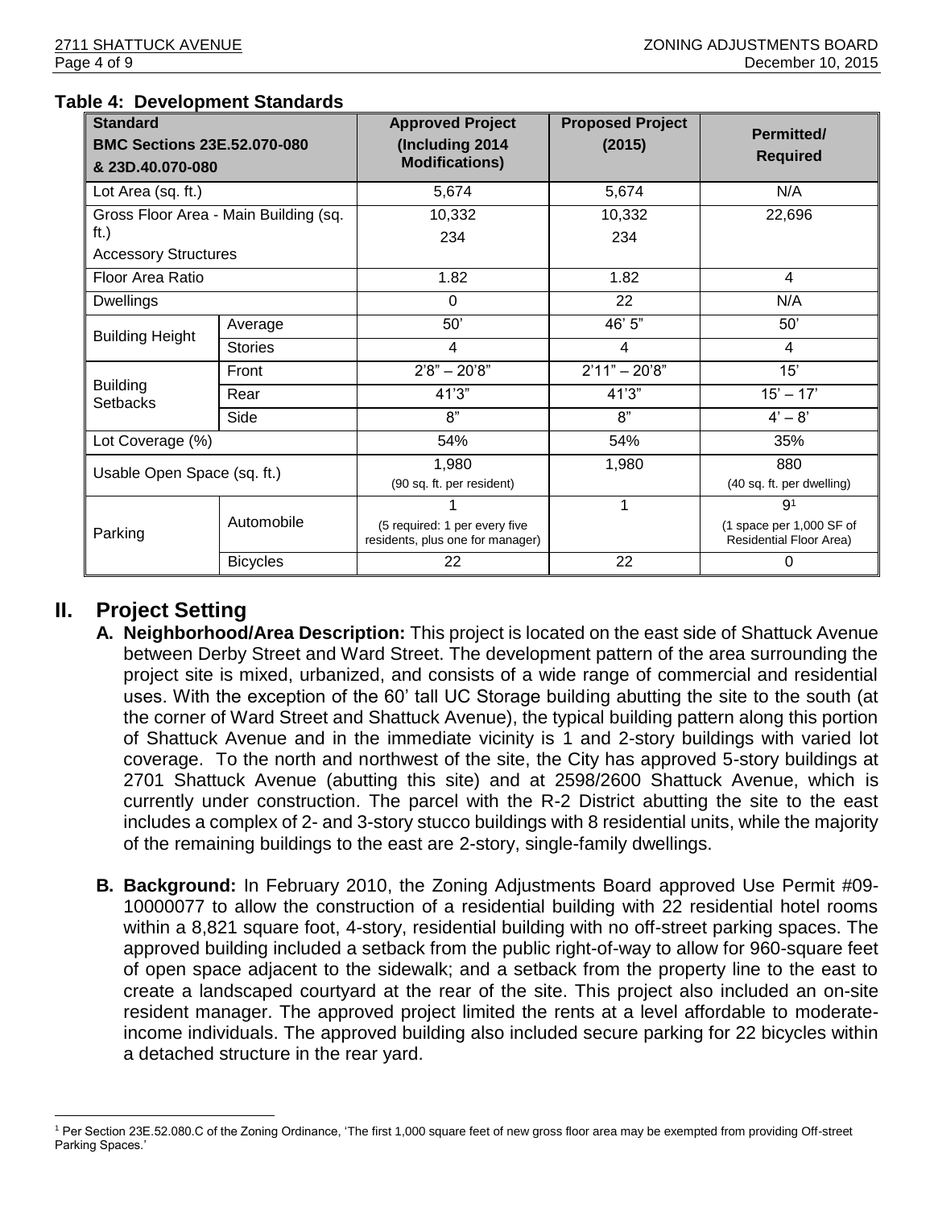**Table 4: Development Standards**

| Standard<br>BMC Sections 23E.52.070-080<br>& 23D.40.070-080 | | Approved Project (Including 2014 Modifications) | Proposed Project (2015) | Permitted/ Required |
|---|---|---|---|---|
| Lot Area (sq. ft.) | | 5,674 | 5,674 | N/A |
| Gross Floor Area - Main Building (sq. ft.)<br>Accessory Structures | | 10,332<br>234 | 10,332<br>234 | 22,696 |
| Floor Area Ratio | | 1.82 | 1.82 | 4 |
| Dwellings | | 0 | 22 | N/A |
| Building Height | Average | 50' | 46' 5" | 50' |
| | Stories | 4 | 4 | 4 |
| Building Setbacks | Front | 2'8" – 20'8" | 2'11" – 20'8" | 15' |
| | Rear | 41'3" | 41'3" | 15' – 17' |
| | Side | 8" | 8" | 4' – 8' |
| Lot Coverage (%) | | 54% | 54% | 35% |
| Usable Open Space (sq. ft.) | | 1,980<br>(90 sq. ft. per resident) | 1,980 | 880<br>(40 sq. ft. per dwelling) |
| Parking | Automobile | 1<br>(5 required: 1 per every five residents, plus one for manager) | 1 | 9[1]<br>(1 space per 1,000 SF of Residential Floor Area) |
| | Bicycles | 22 | 22 | 0 |

## II. Project Setting

**A. Neighborhood/Area Description:** This project is located on the east side of Shattuck Avenue between Derby Street and Ward Street. The development pattern of the area surrounding the project site is mixed, urbanized, and consists of a wide range of commercial and residential uses. With the exception of the 60' tall UC Storage building abutting the site to the south (at the corner of Ward Street and Shattuck Avenue), the typical building pattern along this portion of Shattuck Avenue and in the immediate vicinity is 1 and 2-story buildings with varied lot coverage. To the north and northwest of the site, the City has approved 5-story buildings at 2701 Shattuck Avenue (abutting this site) and at 2598/2600 Shattuck Avenue, which is currently under construction. The parcel with the R-2 District abutting the site to the east includes a complex of 2- and 3-story stucco buildings with 8 residential units, while the majority of the remaining buildings to the east are 2-story, single-family dwellings.

**B. Background:** In February 2010, the Zoning Adjustments Board approved Use Permit #09-10000077 to allow the construction of a residential building with 22 residential hotel rooms within a 8,821 square foot, 4-story, residential building with no off-street parking spaces. The approved building included a setback from the public right-of-way to allow for 960-square feet of open space adjacent to the sidewalk; and a setback from the property line to the east to create a landscaped courtyard at the rear of the site. This project also included an on-site resident manager. The approved project limited the rents at a level affordable to moderate-income individuals. The approved building also included secure parking for 22 bicycles within a detached structure in the rear yard.

[1] Per Section 23E.52.080.C of the Zoning Ordinance, 'The first 1,000 square feet of new gross floor area may be exempted from providing Off-street Parking Spaces.'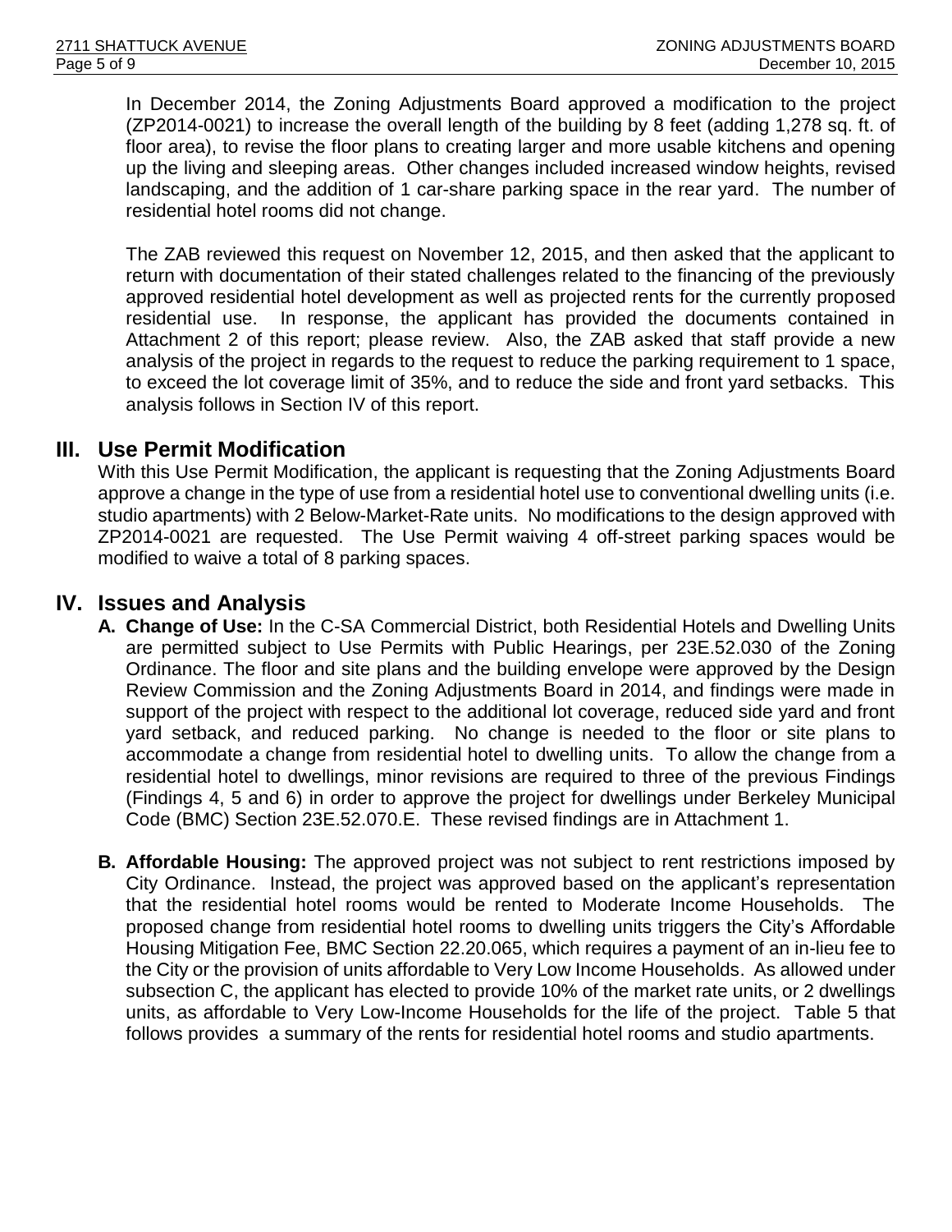In December 2014, the Zoning Adjustments Board approved a modification to the project (ZP2014-0021) to increase the overall length of the building by 8 feet (adding 1,278 sq. ft. of floor area), to revise the floor plans to creating larger and more usable kitchens and opening up the living and sleeping areas. Other changes included increased window heights, revised landscaping, and the addition of 1 car-share parking space in the rear yard. The number of residential hotel rooms did not change.

The ZAB reviewed this request on November 12, 2015, and then asked that the applicant to return with documentation of their stated challenges related to the financing of the previously approved residential hotel development as well as projected rents for the currently proposed residential use. In response, the applicant has provided the documents contained in Attachment 2 of this report; please review. Also, the ZAB asked that staff provide a new analysis of the project in regards to the request to reduce the parking requirement to 1 space, to exceed the lot coverage limit of 35%, and to reduce the side and front yard setbacks. This analysis follows in Section IV of this report.

## III. Use Permit Modification

With this Use Permit Modification, the applicant is requesting that the Zoning Adjustments Board approve a change in the type of use from a residential hotel use to conventional dwelling units (i.e. studio apartments) with 2 Below-Market-Rate units. No modifications to the design approved with ZP2014-0021 are requested. The Use Permit waiving 4 off-street parking spaces would be modified to waive a total of 8 parking spaces.

## IV. Issues and Analysis

**A. Change of Use:** In the C-SA Commercial District, both Residential Hotels and Dwelling Units are permitted subject to Use Permits with Public Hearings, per 23E.52.030 of the Zoning Ordinance. The floor and site plans and the building envelope were approved by the Design Review Commission and the Zoning Adjustments Board in 2014, and findings were made in support of the project with respect to the additional lot coverage, reduced side yard and front yard setback, and reduced parking. No change is needed to the floor or site plans to accommodate a change from residential hotel to dwelling units. To allow the change from a residential hotel to dwellings, minor revisions are required to three of the previous Findings (Findings 4, 5 and 6) in order to approve the project for dwellings under Berkeley Municipal Code (BMC) Section 23E.52.070.E. These revised findings are in Attachment 1.

**B. Affordable Housing:** The approved project was not subject to rent restrictions imposed by City Ordinance. Instead, the project was approved based on the applicant's representation that the residential hotel rooms would be rented to Moderate Income Households. The proposed change from residential hotel rooms to dwelling units triggers the City's Affordable Housing Mitigation Fee, BMC Section 22.20.065, which requires a payment of an in-lieu fee to the City or the provision of units affordable to Very Low Income Households. As allowed under subsection C, the applicant has elected to provide 10% of the market rate units, or 2 dwellings units, as affordable to Very Low-Income Households for the life of the project. Table 5 that follows provides a summary of the rents for residential hotel rooms and studio apartments.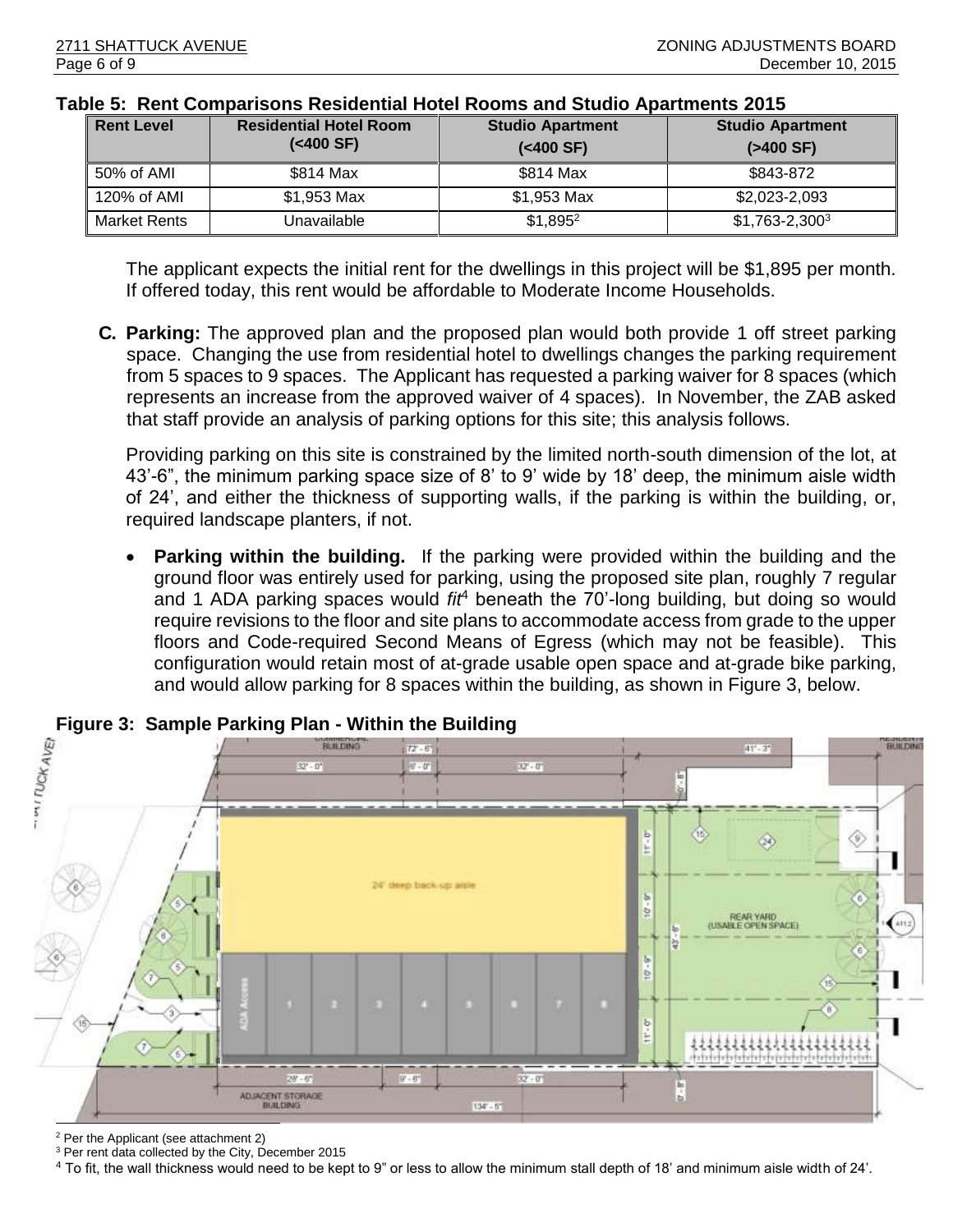**Table 5: Rent Comparisons Residential Hotel Rooms and Studio Apartments 2015**

| Rent Level | Residential Hotel Room (<400 SF) | Studio Apartment (<400 SF) | Studio Apartment (>400 SF) |
|---|---|---|---|
| 50% of AMI | $814 Max | $814 Max | $843-872 |
| 120% of AMI | $1,953 Max | $1,953 Max | $2,023-2,093 |
| Market Rents | Unavailable | $1,895[2] | $1,763-2,300[3] |

The applicant expects the initial rent for the dwellings in this project will be $1,895 per month. If offered today, this rent would be affordable to Moderate Income Households.

**C. Parking:** The approved plan and the proposed plan would both provide 1 off street parking space. Changing the use from residential hotel to dwellings changes the parking requirement from 5 spaces to 9 spaces. The Applicant has requested a parking waiver for 8 spaces (which represents an increase from the approved waiver of 4 spaces). In November, the ZAB asked that staff provide an analysis of parking options for this site; this analysis follows.

Providing parking on this site is constrained by the limited north-south dimension of the lot, at 43'-6", the minimum parking space size of 8' to 9' wide by 18' deep, the minimum aisle width of 24', and either the thickness of supporting walls, if the parking is within the building, or, required landscape planters, if not.

- **Parking within the building.** If the parking were provided within the building and the ground floor was entirely used for parking, using the proposed site plan, roughly 7 regular and 1 ADA parking spaces would *fit*[4] beneath the 70'-long building, but doing so would require revisions to the floor and site plans to accommodate access from grade to the upper floors and Code-required Second Means of Egress (which may not be feasible). This configuration would retain most of at-grade usable open space and at-grade bike parking, and would allow parking for 8 spaces within the building, as shown in Figure 3, below.

**Figure 3: Sample Parking Plan - Within the Building**

[2] Per the Applicant (see attachment 2)

[3] Per rent data collected by the City, December 2015

[4] To fit, the wall thickness would need to be kept to 9" or less to allow the minimum stall depth of 18' and minimum aisle width of 24'.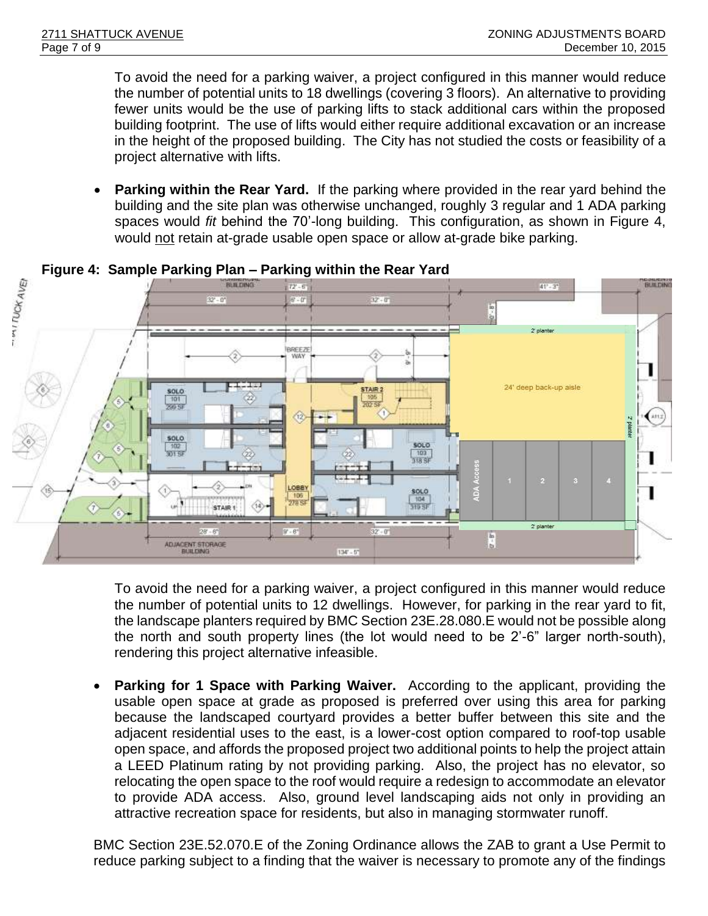To avoid the need for a parking waiver, a project configured in this manner would reduce the number of potential units to 18 dwellings (covering 3 floors). An alternative to providing fewer units would be the use of parking lifts to stack additional cars within the proposed building footprint. The use of lifts would either require additional excavation or an increase in the height of the proposed building. The City has not studied the costs or feasibility of a project alternative with lifts.

- **Parking within the Rear Yard.** If the parking where provided in the rear yard behind the building and the site plan was otherwise unchanged, roughly 3 regular and 1 ADA parking spaces would *fit* behind the 70'-long building. This configuration, as shown in Figure 4, would not retain at-grade usable open space or allow at-grade bike parking.

**Figure 4: Sample Parking Plan – Parking within the Rear Yard**

To avoid the need for a parking waiver, a project configured in this manner would reduce the number of potential units to 12 dwellings. However, for parking in the rear yard to fit, the landscape planters required by BMC Section 23E.28.080.E would not be possible along the north and south property lines (the lot would need to be 2'-6" larger north-south), rendering this project alternative infeasible.

- **Parking for 1 Space with Parking Waiver.** According to the applicant, providing the usable open space at grade as proposed is preferred over using this area for parking because the landscaped courtyard provides a better buffer between this site and the adjacent residential uses to the east, is a lower-cost option compared to roof-top usable open space, and affords the proposed project two additional points to help the project attain a LEED Platinum rating by not providing parking. Also, the project has no elevator, so relocating the open space to the roof would require a redesign to accommodate an elevator to provide ADA access. Also, ground level landscaping aids not only in providing an attractive recreation space for residents, but also in managing stormwater runoff.

BMC Section 23E.52.070.E of the Zoning Ordinance allows the ZAB to grant a Use Permit to reduce parking subject to a finding that the waiver is necessary to promote any of the findings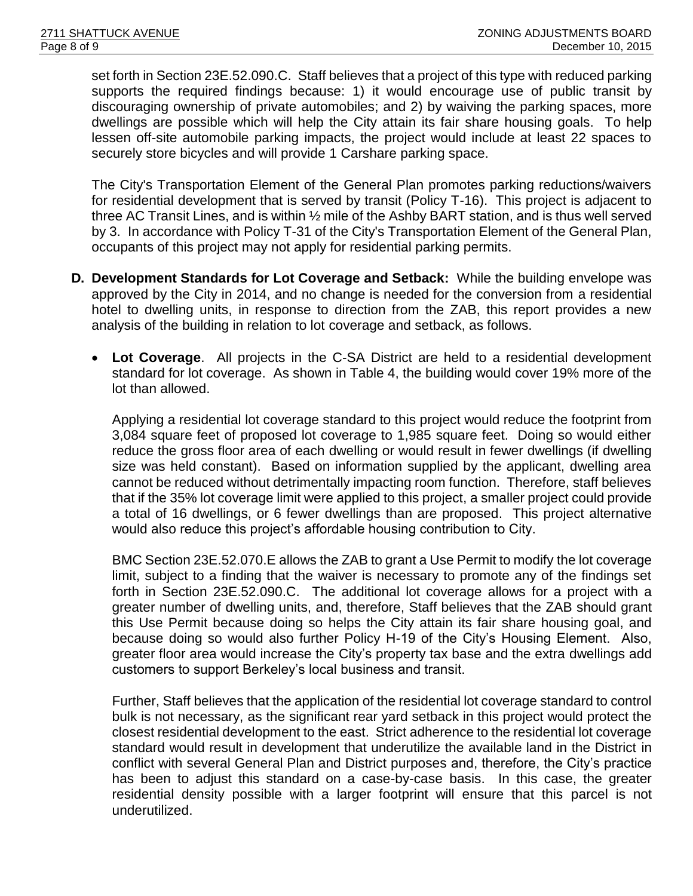set forth in Section 23E.52.090.C. Staff believes that a project of this type with reduced parking supports the required findings because: 1) it would encourage use of public transit by discouraging ownership of private automobiles; and 2) by waiving the parking spaces, more dwellings are possible which will help the City attain its fair share housing goals. To help lessen off-site automobile parking impacts, the project would include at least 22 spaces to securely store bicycles and will provide 1 Carshare parking space.

The City's Transportation Element of the General Plan promotes parking reductions/waivers for residential development that is served by transit (Policy T-16). This project is adjacent to three AC Transit Lines, and is within ½ mile of the Ashby BART station, and is thus well served by 3. In accordance with Policy T-31 of the City's Transportation Element of the General Plan, occupants of this project may not apply for residential parking permits.

**D. Development Standards for Lot Coverage and Setback:** While the building envelope was approved by the City in 2014, and no change is needed for the conversion from a residential hotel to dwelling units, in response to direction from the ZAB, this report provides a new analysis of the building in relation to lot coverage and setback, as follows.

- **Lot Coverage**. All projects in the C-SA District are held to a residential development standard for lot coverage. As shown in Table 4, the building would cover 19% more of the lot than allowed.

  Applying a residential lot coverage standard to this project would reduce the footprint from 3,084 square feet of proposed lot coverage to 1,985 square feet. Doing so would either reduce the gross floor area of each dwelling or would result in fewer dwellings (if dwelling size was held constant). Based on information supplied by the applicant, dwelling area cannot be reduced without detrimentally impacting room function. Therefore, staff believes that if the 35% lot coverage limit were applied to this project, a smaller project could provide a total of 16 dwellings, or 6 fewer dwellings than are proposed. This project alternative would also reduce this project's affordable housing contribution to City.

  BMC Section 23E.52.070.E allows the ZAB to grant a Use Permit to modify the lot coverage limit, subject to a finding that the waiver is necessary to promote any of the findings set forth in Section 23E.52.090.C. The additional lot coverage allows for a project with a greater number of dwelling units, and, therefore, Staff believes that the ZAB should grant this Use Permit because doing so helps the City attain its fair share housing goal, and because doing so would also further Policy H-19 of the City's Housing Element. Also, greater floor area would increase the City's property tax base and the extra dwellings add customers to support Berkeley's local business and transit.

  Further, Staff believes that the application of the residential lot coverage standard to control bulk is not necessary, as the significant rear yard setback in this project would protect the closest residential development to the east. Strict adherence to the residential lot coverage standard would result in development that underutilize the available land in the District in conflict with several General Plan and District purposes and, therefore, the City's practice has been to adjust this standard on a case-by-case basis. In this case, the greater residential density possible with a larger footprint will ensure that this parcel is not underutilized.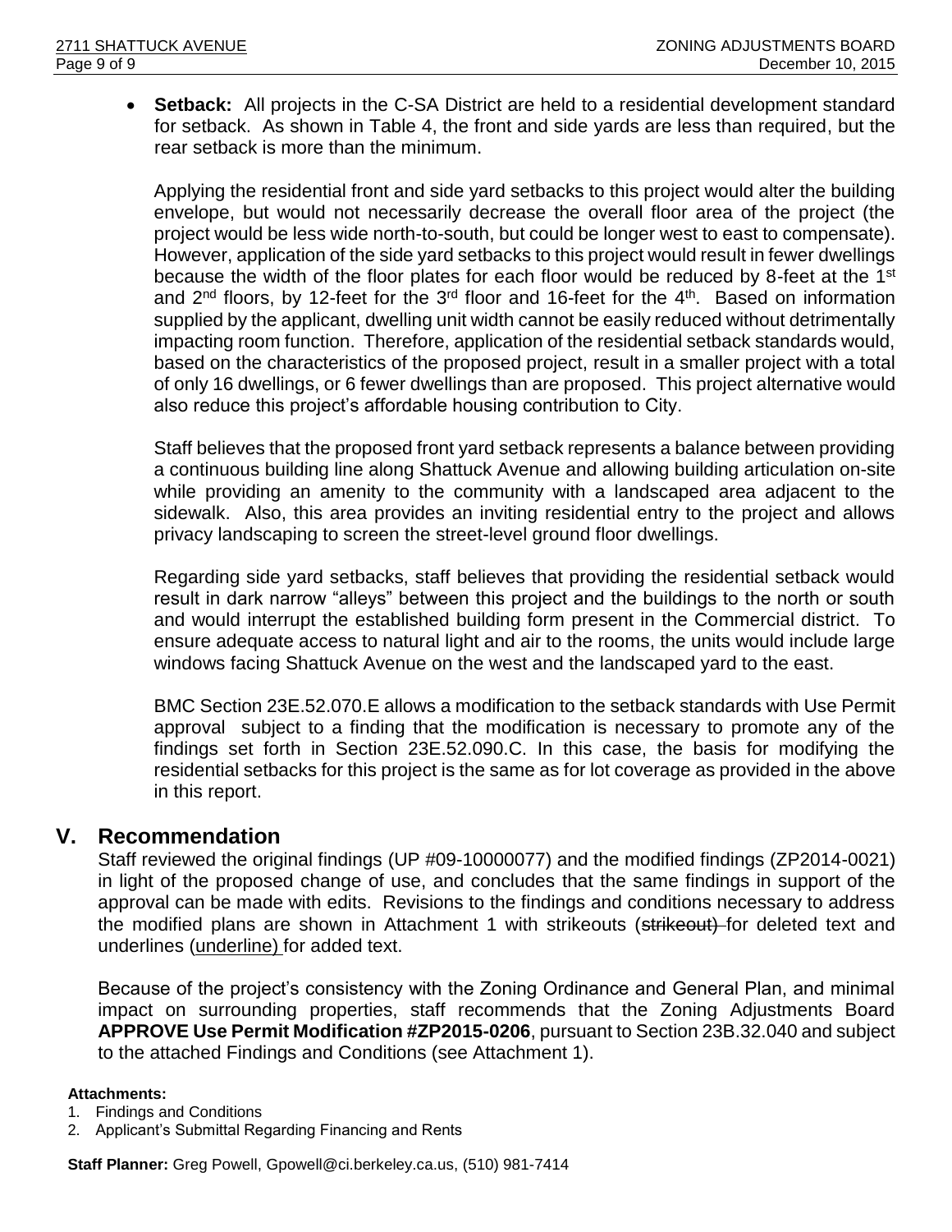- **Setback:** All projects in the C-SA District are held to a residential development standard for setback. As shown in Table 4, the front and side yards are less than required, but the rear setback is more than the minimum.

  Applying the residential front and side yard setbacks to this project would alter the building envelope, but would not necessarily decrease the overall floor area of the project (the project would be less wide north-to-south, but could be longer west to east to compensate). However, application of the side yard setbacks to this project would result in fewer dwellings because the width of the floor plates for each floor would be reduced by 8-feet at the 1st and 2nd floors, by 12-feet for the 3rd floor and 16-feet for the 4th. Based on information supplied by the applicant, dwelling unit width cannot be easily reduced without detrimentally impacting room function. Therefore, application of the residential setback standards would, based on the characteristics of the proposed project, result in a smaller project with a total of only 16 dwellings, or 6 fewer dwellings than are proposed. This project alternative would also reduce this project's affordable housing contribution to City.

  Staff believes that the proposed front yard setback represents a balance between providing a continuous building line along Shattuck Avenue and allowing building articulation on-site while providing an amenity to the community with a landscaped area adjacent to the sidewalk. Also, this area provides an inviting residential entry to the project and allows privacy landscaping to screen the street-level ground floor dwellings.

  Regarding side yard setbacks, staff believes that providing the residential setback would result in dark narrow "alleys" between this project and the buildings to the north or south and would interrupt the established building form present in the Commercial district. To ensure adequate access to natural light and air to the rooms, the units would include large windows facing Shattuck Avenue on the west and the landscaped yard to the east.

  BMC Section 23E.52.070.E allows a modification to the setback standards with Use Permit approval subject to a finding that the modification is necessary to promote any of the findings set forth in Section 23E.52.090.C. In this case, the basis for modifying the residential setbacks for this project is the same as for lot coverage as provided in the above in this report.

## V. Recommendation

Staff reviewed the original findings (UP #09-10000077) and the modified findings (ZP2014-0021) in light of the proposed change of use, and concludes that the same findings in support of the approval can be made with edits. Revisions to the findings and conditions necessary to address the modified plans are shown in Attachment 1 with strikeouts (~~strikeout~~) for deleted text and underlines (<u>underline</u>) for added text.

Because of the project's consistency with the Zoning Ordinance and General Plan, and minimal impact on surrounding properties, staff recommends that the Zoning Adjustments Board **APPROVE Use Permit Modification #ZP2015-0206**, pursuant to Section 23B.32.040 and subject to the attached Findings and Conditions (see Attachment 1).

**Attachments:**

1. Findings and Conditions
2. Applicant's Submittal Regarding Financing and Rents

**Staff Planner:** Greg Powell, Gpowell@ci.berkeley.ca.us, (510) 981-7414